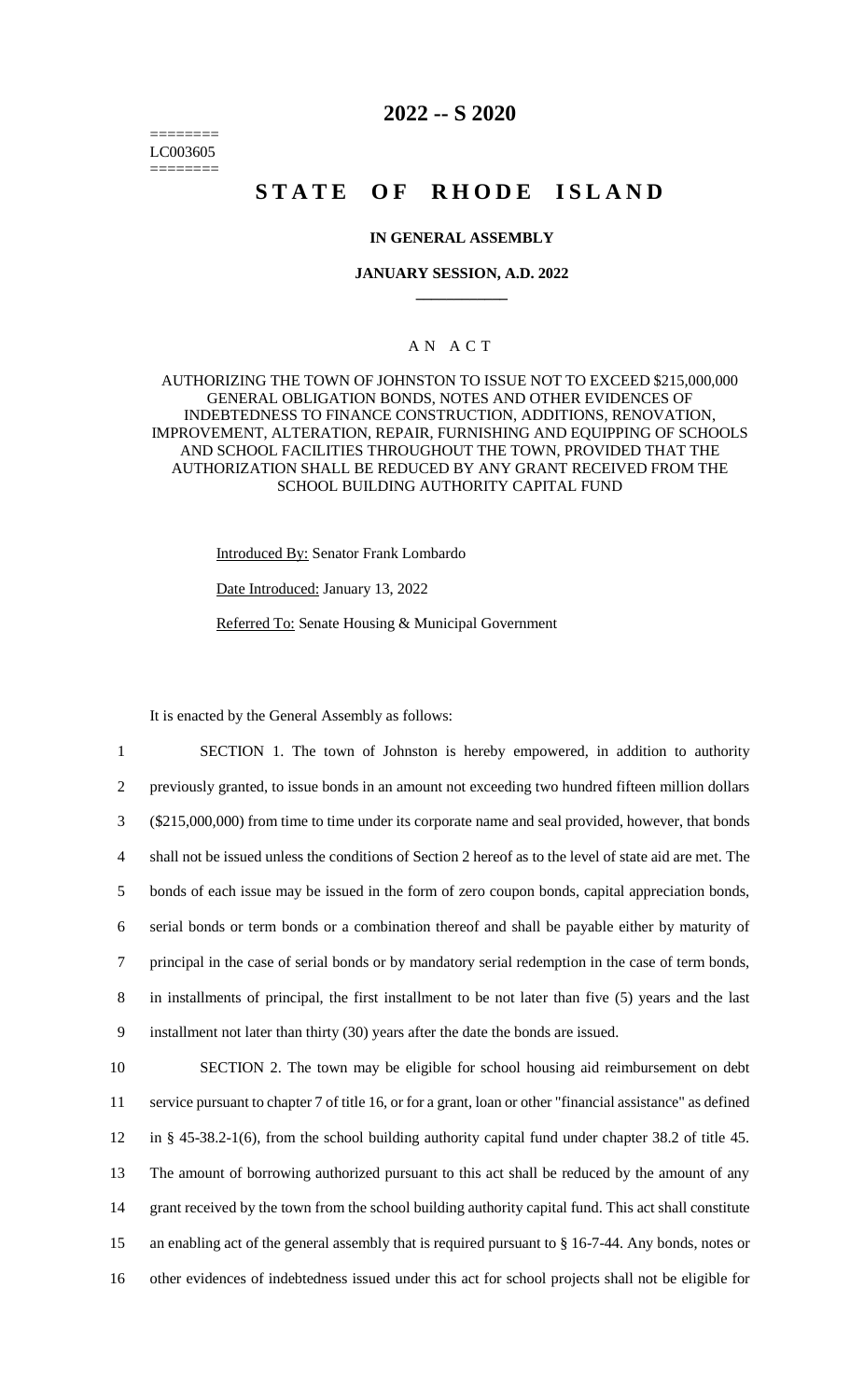========
LC003605
========

# 2022 -- S 2020

# STATE OF RHODE ISLAND

**IN GENERAL ASSEMBLY**

**JANUARY SESSION, A.D. 2022**

____________

A N A C T

AUTHORIZING THE TOWN OF JOHNSTON TO ISSUE NOT TO EXCEED $215,000,000 GENERAL OBLIGATION BONDS, NOTES AND OTHER EVIDENCES OF INDEBTEDNESS TO FINANCE CONSTRUCTION, ADDITIONS, RENOVATION, IMPROVEMENT, ALTERATION, REPAIR, FURNISHING AND EQUIPPING OF SCHOOLS AND SCHOOL FACILITIES THROUGHOUT THE TOWN, PROVIDED THAT THE AUTHORIZATION SHALL BE REDUCED BY ANY GRANT RECEIVED FROM THE SCHOOL BUILDING AUTHORITY CAPITAL FUND

Introduced By: Senator Frank Lombardo

Date Introduced: January 13, 2022

Referred To: Senate Housing & Municipal Government

It is enacted by the General Assembly as follows:

1 SECTION 1. The town of Johnston is hereby empowered, in addition to authority
2 previously granted, to issue bonds in an amount not exceeding two hundred fifteen million dollars
3 ($215,000,000) from time to time under its corporate name and seal provided, however, that bonds
4 shall not be issued unless the conditions of Section 2 hereof as to the level of state aid are met. The
5 bonds of each issue may be issued in the form of zero coupon bonds, capital appreciation bonds,
6 serial bonds or term bonds or a combination thereof and shall be payable either by maturity of
7 principal in the case of serial bonds or by mandatory serial redemption in the case of term bonds,
8 in installments of principal, the first installment to be not later than five (5) years and the last
9 installment not later than thirty (30) years after the date the bonds are issued.

10 SECTION 2. The town may be eligible for school housing aid reimbursement on debt
11 service pursuant to chapter 7 of title 16, or for a grant, loan or other "financial assistance" as defined
12 in § 45-38.2-1(6), from the school building authority capital fund under chapter 38.2 of title 45.
13 The amount of borrowing authorized pursuant to this act shall be reduced by the amount of any
14 grant received by the town from the school building authority capital fund. This act shall constitute
15 an enabling act of the general assembly that is required pursuant to § 16-7-44. Any bonds, notes or
16 other evidences of indebtedness issued under this act for school projects shall not be eligible for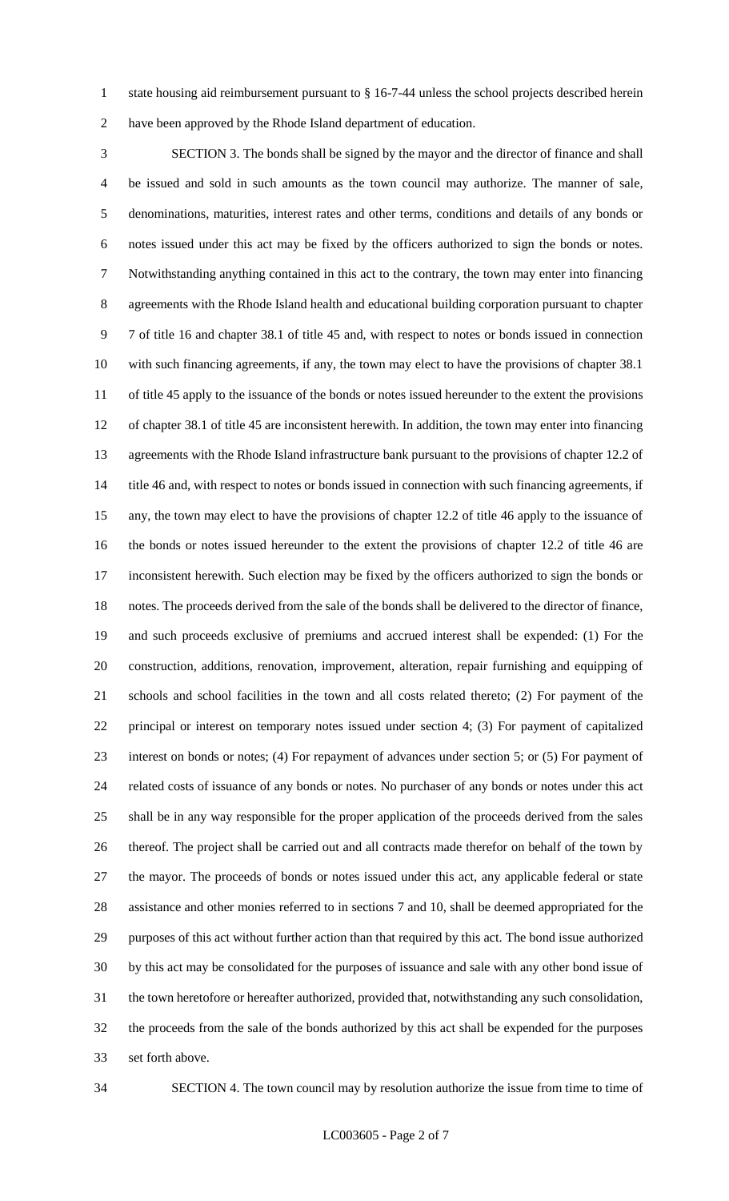state housing aid reimbursement pursuant to § 16-7-44 unless the school projects described herein have been approved by the Rhode Island department of education.

SECTION 3. The bonds shall be signed by the mayor and the director of finance and shall be issued and sold in such amounts as the town council may authorize. The manner of sale, denominations, maturities, interest rates and other terms, conditions and details of any bonds or notes issued under this act may be fixed by the officers authorized to sign the bonds or notes. Notwithstanding anything contained in this act to the contrary, the town may enter into financing agreements with the Rhode Island health and educational building corporation pursuant to chapter 7 of title 16 and chapter 38.1 of title 45 and, with respect to notes or bonds issued in connection with such financing agreements, if any, the town may elect to have the provisions of chapter 38.1 of title 45 apply to the issuance of the bonds or notes issued hereunder to the extent the provisions of chapter 38.1 of title 45 are inconsistent herewith. In addition, the town may enter into financing agreements with the Rhode Island infrastructure bank pursuant to the provisions of chapter 12.2 of title 46 and, with respect to notes or bonds issued in connection with such financing agreements, if any, the town may elect to have the provisions of chapter 12.2 of title 46 apply to the issuance of the bonds or notes issued hereunder to the extent the provisions of chapter 12.2 of title 46 are inconsistent herewith. Such election may be fixed by the officers authorized to sign the bonds or notes. The proceeds derived from the sale of the bonds shall be delivered to the director of finance, and such proceeds exclusive of premiums and accrued interest shall be expended: (1) For the construction, additions, renovation, improvement, alteration, repair furnishing and equipping of schools and school facilities in the town and all costs related thereto; (2) For payment of the principal or interest on temporary notes issued under section 4; (3) For payment of capitalized interest on bonds or notes; (4) For repayment of advances under section 5; or (5) For payment of related costs of issuance of any bonds or notes. No purchaser of any bonds or notes under this act shall be in any way responsible for the proper application of the proceeds derived from the sales thereof. The project shall be carried out and all contracts made therefor on behalf of the town by the mayor. The proceeds of bonds or notes issued under this act, any applicable federal or state assistance and other monies referred to in sections 7 and 10, shall be deemed appropriated for the purposes of this act without further action than that required by this act. The bond issue authorized by this act may be consolidated for the purposes of issuance and sale with any other bond issue of the town heretofore or hereafter authorized, provided that, notwithstanding any such consolidation, the proceeds from the sale of the bonds authorized by this act shall be expended for the purposes set forth above.

SECTION 4. The town council may by resolution authorize the issue from time to time of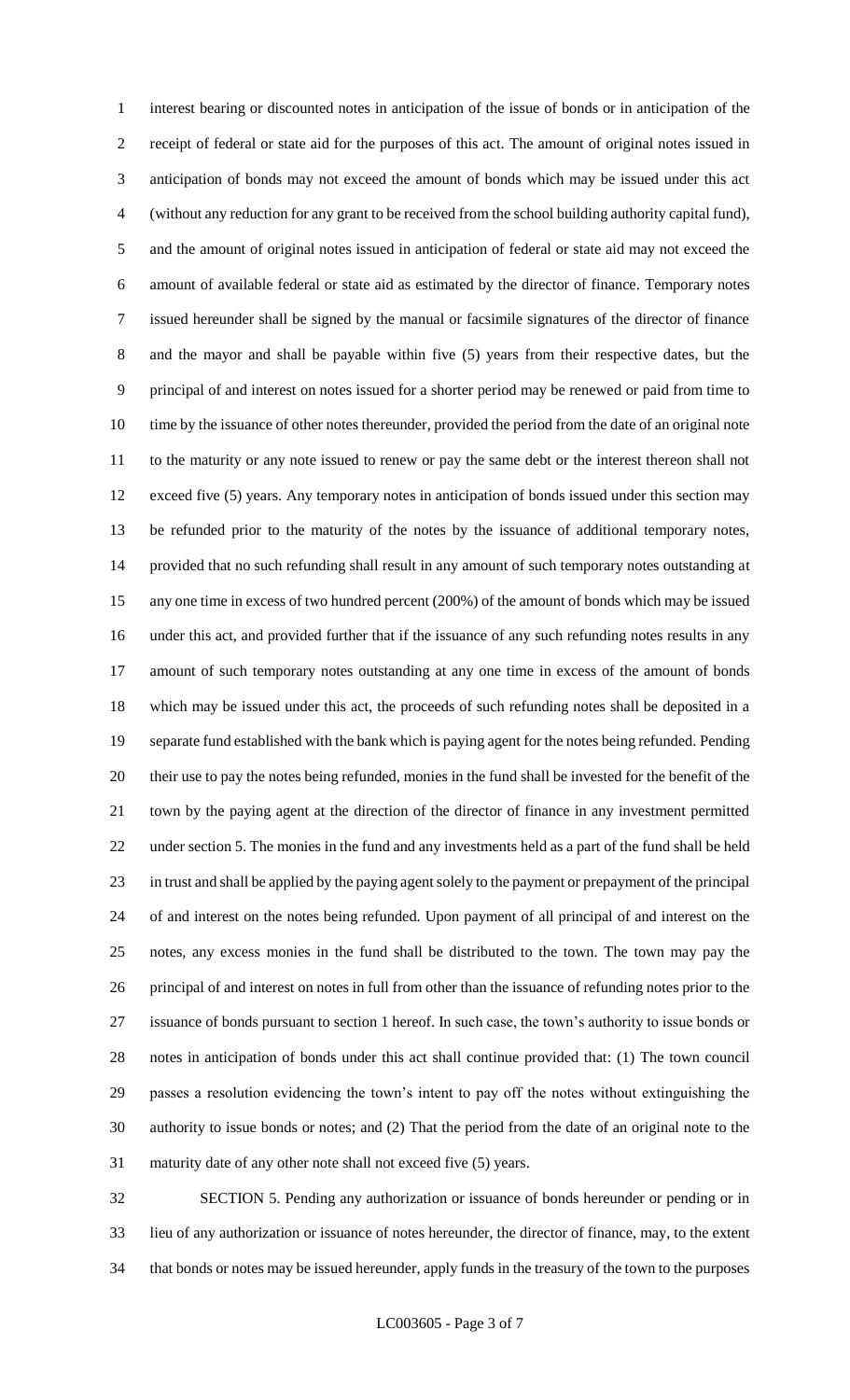interest bearing or discounted notes in anticipation of the issue of bonds or in anticipation of the receipt of federal or state aid for the purposes of this act. The amount of original notes issued in anticipation of bonds may not exceed the amount of bonds which may be issued under this act (without any reduction for any grant to be received from the school building authority capital fund), and the amount of original notes issued in anticipation of federal or state aid may not exceed the amount of available federal or state aid as estimated by the director of finance. Temporary notes issued hereunder shall be signed by the manual or facsimile signatures of the director of finance and the mayor and shall be payable within five (5) years from their respective dates, but the principal of and interest on notes issued for a shorter period may be renewed or paid from time to time by the issuance of other notes thereunder, provided the period from the date of an original note to the maturity or any note issued to renew or pay the same debt or the interest thereon shall not exceed five (5) years. Any temporary notes in anticipation of bonds issued under this section may be refunded prior to the maturity of the notes by the issuance of additional temporary notes, provided that no such refunding shall result in any amount of such temporary notes outstanding at any one time in excess of two hundred percent (200%) of the amount of bonds which may be issued under this act, and provided further that if the issuance of any such refunding notes results in any amount of such temporary notes outstanding at any one time in excess of the amount of bonds which may be issued under this act, the proceeds of such refunding notes shall be deposited in a separate fund established with the bank which is paying agent for the notes being refunded. Pending their use to pay the notes being refunded, monies in the fund shall be invested for the benefit of the town by the paying agent at the direction of the director of finance in any investment permitted under section 5. The monies in the fund and any investments held as a part of the fund shall be held in trust and shall be applied by the paying agent solely to the payment or prepayment of the principal of and interest on the notes being refunded. Upon payment of all principal of and interest on the notes, any excess monies in the fund shall be distributed to the town. The town may pay the principal of and interest on notes in full from other than the issuance of refunding notes prior to the issuance of bonds pursuant to section 1 hereof. In such case, the town's authority to issue bonds or notes in anticipation of bonds under this act shall continue provided that: (1) The town council passes a resolution evidencing the town's intent to pay off the notes without extinguishing the authority to issue bonds or notes; and (2) That the period from the date of an original note to the maturity date of any other note shall not exceed five (5) years.

SECTION 5. Pending any authorization or issuance of bonds hereunder or pending or in lieu of any authorization or issuance of notes hereunder, the director of finance, may, to the extent that bonds or notes may be issued hereunder, apply funds in the treasury of the town to the purposes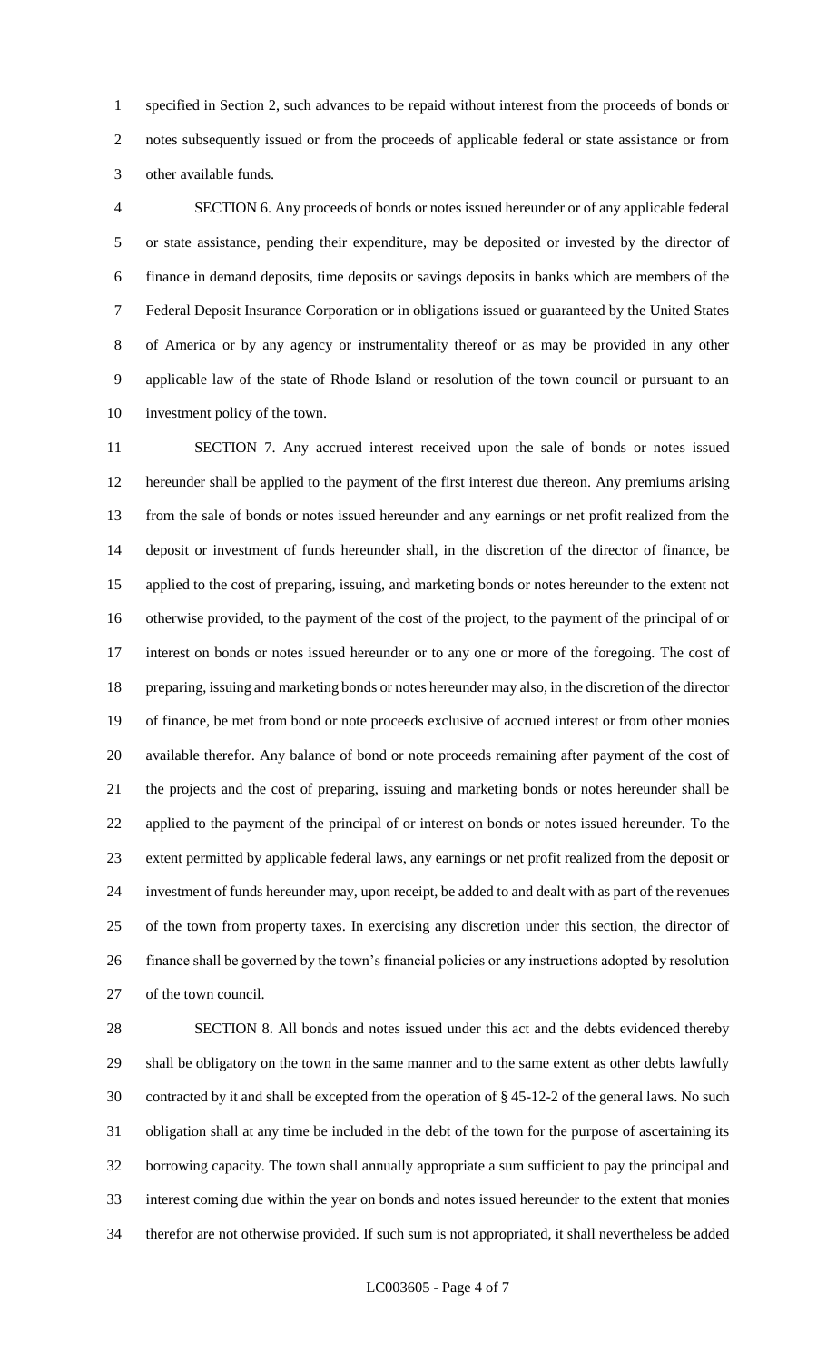specified in Section 2, such advances to be repaid without interest from the proceeds of bonds or notes subsequently issued or from the proceeds of applicable federal or state assistance or from other available funds.

SECTION 6. Any proceeds of bonds or notes issued hereunder or of any applicable federal or state assistance, pending their expenditure, may be deposited or invested by the director of finance in demand deposits, time deposits or savings deposits in banks which are members of the Federal Deposit Insurance Corporation or in obligations issued or guaranteed by the United States of America or by any agency or instrumentality thereof or as may be provided in any other applicable law of the state of Rhode Island or resolution of the town council or pursuant to an investment policy of the town.

SECTION 7. Any accrued interest received upon the sale of bonds or notes issued hereunder shall be applied to the payment of the first interest due thereon. Any premiums arising from the sale of bonds or notes issued hereunder and any earnings or net profit realized from the deposit or investment of funds hereunder shall, in the discretion of the director of finance, be applied to the cost of preparing, issuing, and marketing bonds or notes hereunder to the extent not otherwise provided, to the payment of the cost of the project, to the payment of the principal of or interest on bonds or notes issued hereunder or to any one or more of the foregoing. The cost of preparing, issuing and marketing bonds or notes hereunder may also, in the discretion of the director of finance, be met from bond or note proceeds exclusive of accrued interest or from other monies available therefor. Any balance of bond or note proceeds remaining after payment of the cost of the projects and the cost of preparing, issuing and marketing bonds or notes hereunder shall be applied to the payment of the principal of or interest on bonds or notes issued hereunder. To the extent permitted by applicable federal laws, any earnings or net profit realized from the deposit or investment of funds hereunder may, upon receipt, be added to and dealt with as part of the revenues of the town from property taxes. In exercising any discretion under this section, the director of finance shall be governed by the town's financial policies or any instructions adopted by resolution of the town council.

SECTION 8. All bonds and notes issued under this act and the debts evidenced thereby shall be obligatory on the town in the same manner and to the same extent as other debts lawfully contracted by it and shall be excepted from the operation of § 45-12-2 of the general laws. No such obligation shall at any time be included in the debt of the town for the purpose of ascertaining its borrowing capacity. The town shall annually appropriate a sum sufficient to pay the principal and interest coming due within the year on bonds and notes issued hereunder to the extent that monies therefor are not otherwise provided. If such sum is not appropriated, it shall nevertheless be added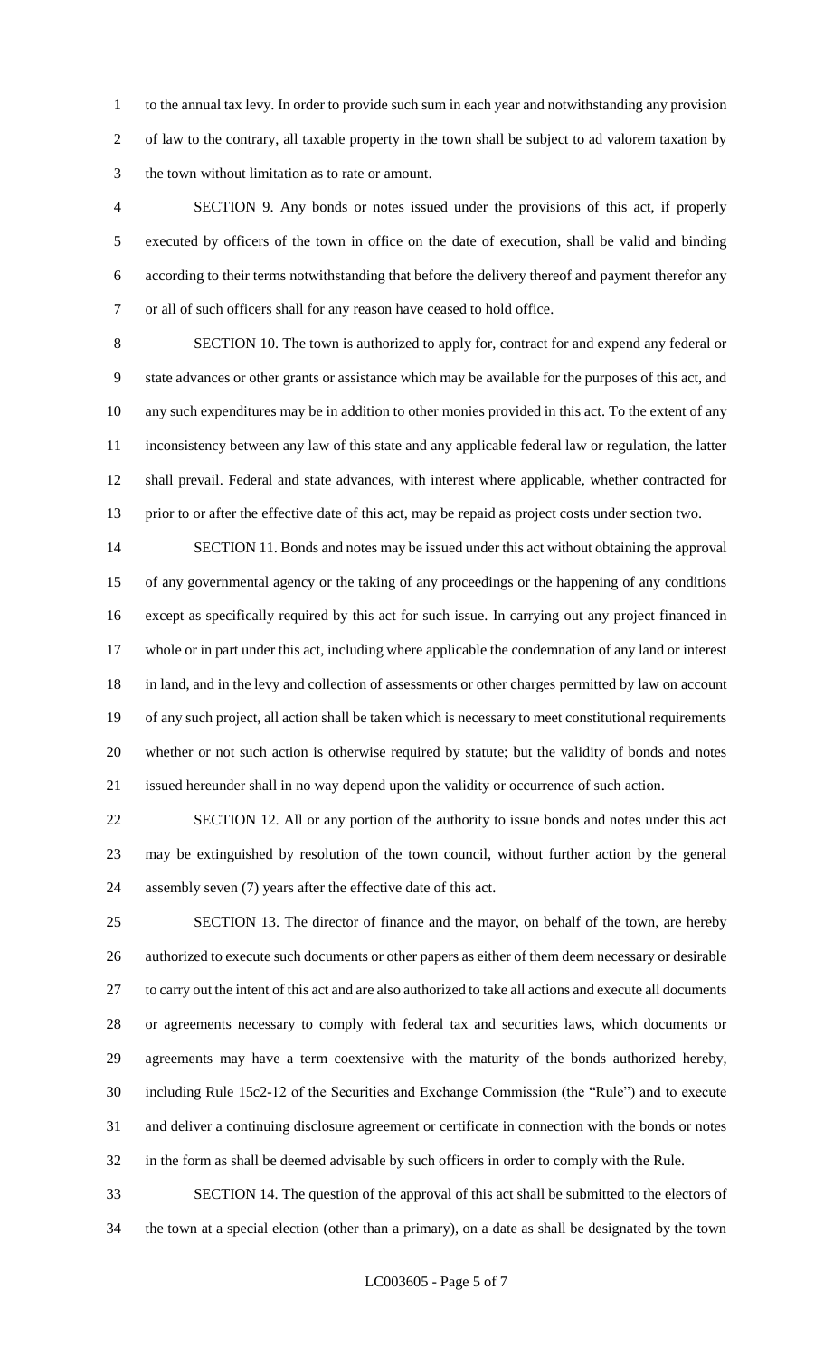to the annual tax levy. In order to provide such sum in each year and notwithstanding any provision of law to the contrary, all taxable property in the town shall be subject to ad valorem taxation by the town without limitation as to rate or amount.

SECTION 9. Any bonds or notes issued under the provisions of this act, if properly executed by officers of the town in office on the date of execution, shall be valid and binding according to their terms notwithstanding that before the delivery thereof and payment therefor any or all of such officers shall for any reason have ceased to hold office.

SECTION 10. The town is authorized to apply for, contract for and expend any federal or state advances or other grants or assistance which may be available for the purposes of this act, and any such expenditures may be in addition to other monies provided in this act. To the extent of any inconsistency between any law of this state and any applicable federal law or regulation, the latter shall prevail. Federal and state advances, with interest where applicable, whether contracted for prior to or after the effective date of this act, may be repaid as project costs under section two.

SECTION 11. Bonds and notes may be issued under this act without obtaining the approval of any governmental agency or the taking of any proceedings or the happening of any conditions except as specifically required by this act for such issue. In carrying out any project financed in whole or in part under this act, including where applicable the condemnation of any land or interest in land, and in the levy and collection of assessments or other charges permitted by law on account of any such project, all action shall be taken which is necessary to meet constitutional requirements whether or not such action is otherwise required by statute; but the validity of bonds and notes issued hereunder shall in no way depend upon the validity or occurrence of such action.

SECTION 12. All or any portion of the authority to issue bonds and notes under this act may be extinguished by resolution of the town council, without further action by the general assembly seven (7) years after the effective date of this act.

SECTION 13. The director of finance and the mayor, on behalf of the town, are hereby authorized to execute such documents or other papers as either of them deem necessary or desirable to carry out the intent of this act and are also authorized to take all actions and execute all documents or agreements necessary to comply with federal tax and securities laws, which documents or agreements may have a term coextensive with the maturity of the bonds authorized hereby, including Rule 15c2-12 of the Securities and Exchange Commission (the "Rule") and to execute and deliver a continuing disclosure agreement or certificate in connection with the bonds or notes in the form as shall be deemed advisable by such officers in order to comply with the Rule.

SECTION 14. The question of the approval of this act shall be submitted to the electors of the town at a special election (other than a primary), on a date as shall be designated by the town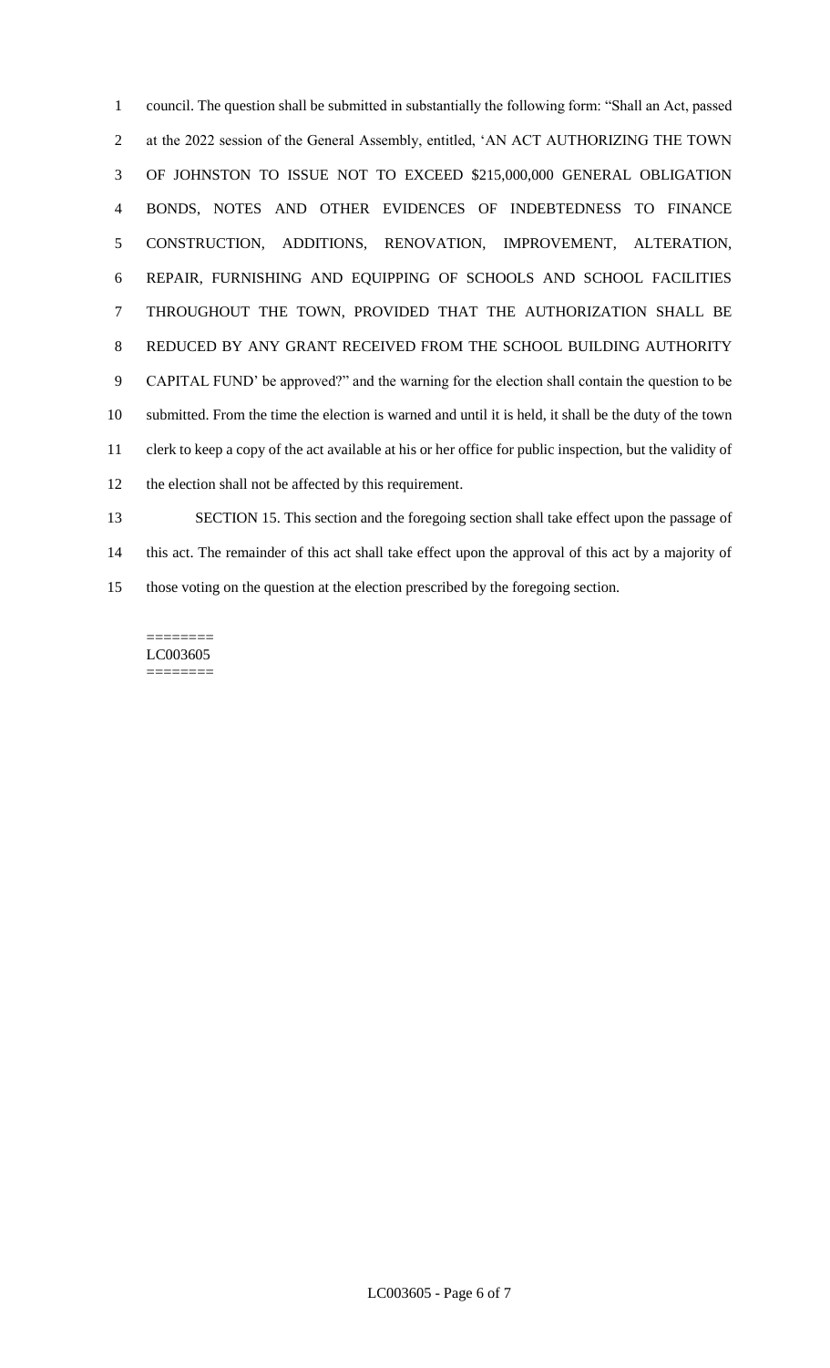council. The question shall be submitted in substantially the following form: "Shall an Act, passed at the 2022 session of the General Assembly, entitled, 'AN ACT AUTHORIZING THE TOWN OF JOHNSTON TO ISSUE NOT TO EXCEED $215,000,000 GENERAL OBLIGATION BONDS, NOTES AND OTHER EVIDENCES OF INDEBTEDNESS TO FINANCE CONSTRUCTION, ADDITIONS, RENOVATION, IMPROVEMENT, ALTERATION, REPAIR, FURNISHING AND EQUIPPING OF SCHOOLS AND SCHOOL FACILITIES THROUGHOUT THE TOWN, PROVIDED THAT THE AUTHORIZATION SHALL BE REDUCED BY ANY GRANT RECEIVED FROM THE SCHOOL BUILDING AUTHORITY CAPITAL FUND' be approved?" and the warning for the election shall contain the question to be submitted. From the time the election is warned and until it is held, it shall be the duty of the town clerk to keep a copy of the act available at his or her office for public inspection, but the validity of the election shall not be affected by this requirement.

SECTION 15. This section and the foregoing section shall take effect upon the passage of this act. The remainder of this act shall take effect upon the approval of this act by a majority of those voting on the question at the election prescribed by the foregoing section.

========
LC003605
========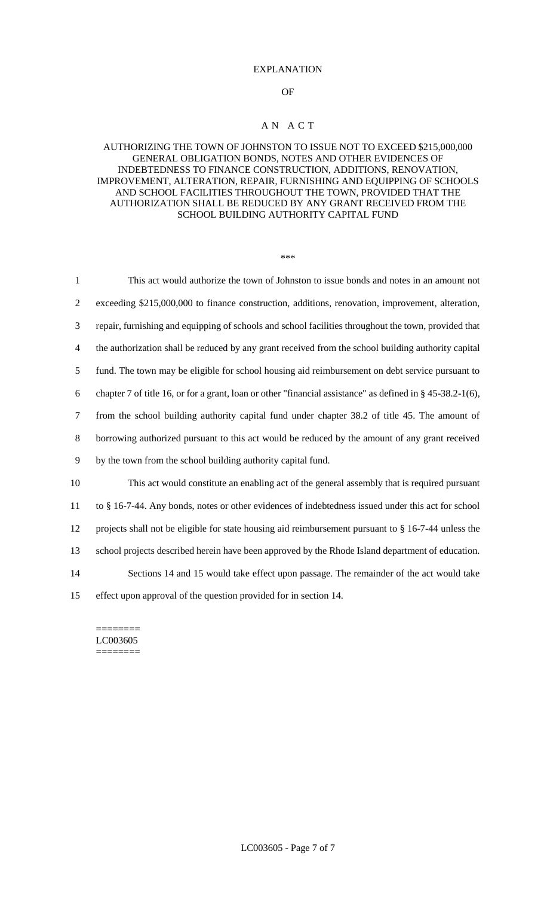EXPLANATION

OF

A N A C T

AUTHORIZING THE TOWN OF JOHNSTON TO ISSUE NOT TO EXCEED $215,000,000 GENERAL OBLIGATION BONDS, NOTES AND OTHER EVIDENCES OF INDEBTEDNESS TO FINANCE CONSTRUCTION, ADDITIONS, RENOVATION, IMPROVEMENT, ALTERATION, REPAIR, FURNISHING AND EQUIPPING OF SCHOOLS AND SCHOOL FACILITIES THROUGHOUT THE TOWN, PROVIDED THAT THE AUTHORIZATION SHALL BE REDUCED BY ANY GRANT RECEIVED FROM THE SCHOOL BUILDING AUTHORITY CAPITAL FUND

\*\*\*

1 This act would authorize the town of Johnston to issue bonds and notes in an amount not
2 exceeding $215,000,000 to finance construction, additions, renovation, improvement, alteration,
3 repair, furnishing and equipping of schools and school facilities throughout the town, provided that
4 the authorization shall be reduced by any grant received from the school building authority capital
5 fund. The town may be eligible for school housing aid reimbursement on debt service pursuant to
6 chapter 7 of title 16, or for a grant, loan or other "financial assistance" as defined in § 45-38.2-1(6),
7 from the school building authority capital fund under chapter 38.2 of title 45. The amount of
8 borrowing authorized pursuant to this act would be reduced by the amount of any grant received
9 by the town from the school building authority capital fund.

10 This act would constitute an enabling act of the general assembly that is required pursuant
11 to § 16-7-44. Any bonds, notes or other evidences of indebtedness issued under this act for school
12 projects shall not be eligible for state housing aid reimbursement pursuant to § 16-7-44 unless the
13 school projects described herein have been approved by the Rhode Island department of education.

14 Sections 14 and 15 would take effect upon passage. The remainder of the act would take
15 effect upon approval of the question provided for in section 14.

========
LC003605
========